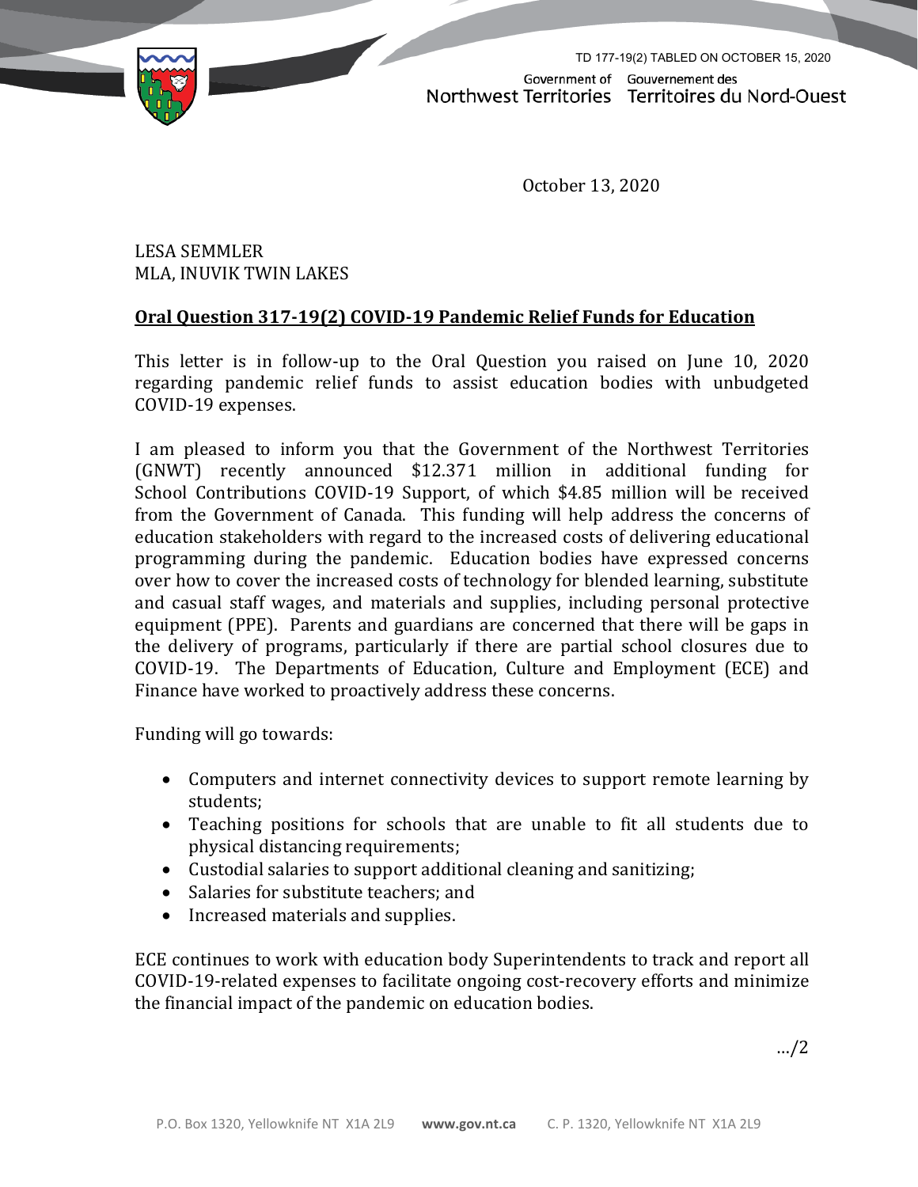TD 177-19(2) TABLED ON OCTOBER 15, 2020

Government of Northwest Territories | Gouvernement des Territoires du Nord-Ouest

October 13, 2020

LESA SEMMLER
MLA, INUVIK TWIN LAKES

**Oral Question 317-19(2) COVID-19 Pandemic Relief Funds for Education**

This letter is in follow-up to the Oral Question you raised on June 10, 2020 regarding pandemic relief funds to assist education bodies with unbudgeted COVID-19 expenses.

I am pleased to inform you that the Government of the Northwest Territories (GNWT) recently announced $12.371 million in additional funding for School Contributions COVID-19 Support, of which $4.85 million will be received from the Government of Canada. This funding will help address the concerns of education stakeholders with regard to the increased costs of delivering educational programming during the pandemic. Education bodies have expressed concerns over how to cover the increased costs of technology for blended learning, substitute and casual staff wages, and materials and supplies, including personal protective equipment (PPE). Parents and guardians are concerned that there will be gaps in the delivery of programs, particularly if there are partial school closures due to COVID-19. The Departments of Education, Culture and Employment (ECE) and Finance have worked to proactively address these concerns.

Funding will go towards:

- Computers and internet connectivity devices to support remote learning by students;
- Teaching positions for schools that are unable to fit all students due to physical distancing requirements;
- Custodial salaries to support additional cleaning and sanitizing;
- Salaries for substitute teachers; and
- Increased materials and supplies.

ECE continues to work with education body Superintendents to track and report all COVID-19-related expenses to facilitate ongoing cost-recovery efforts and minimize the financial impact of the pandemic on education bodies.

…/2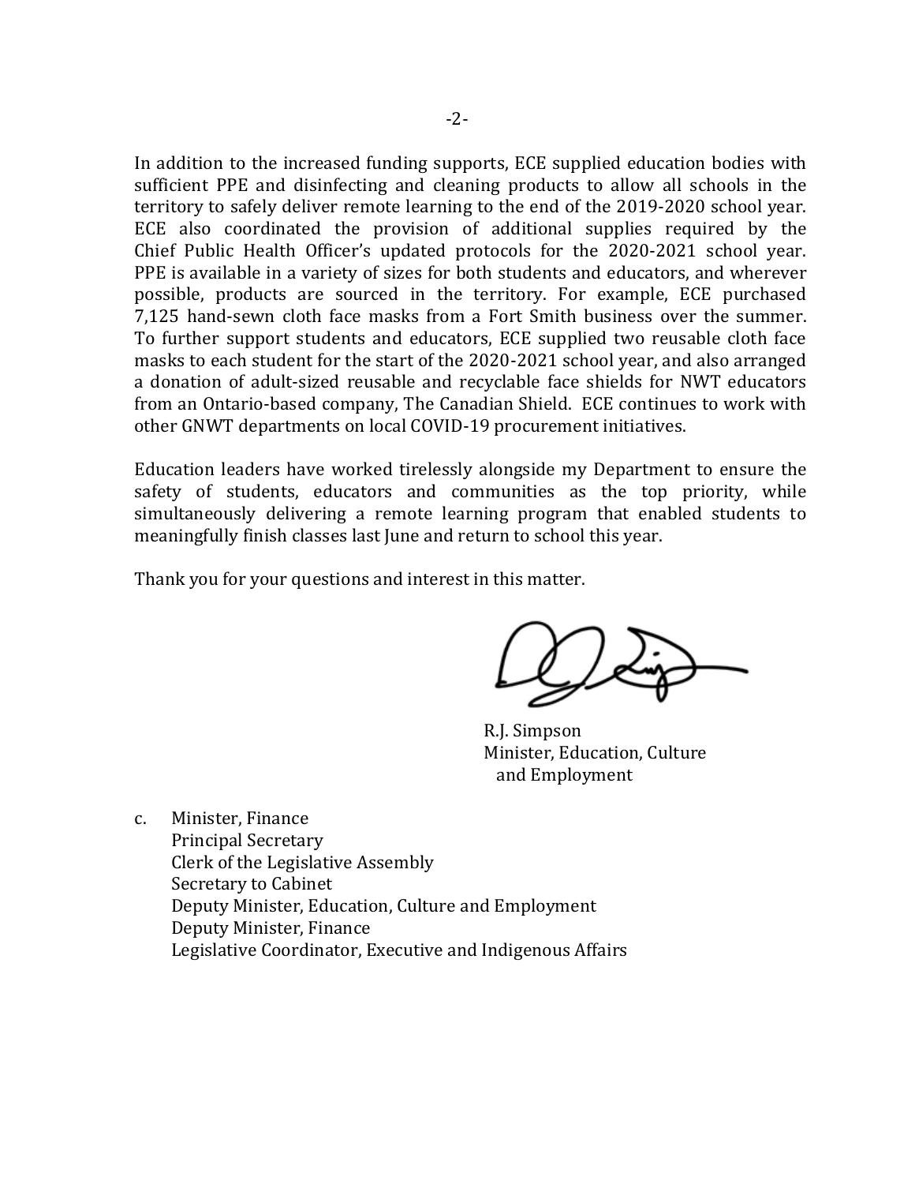In addition to the increased funding supports, ECE supplied education bodies with sufficient PPE and disinfecting and cleaning products to allow all schools in the territory to safely deliver remote learning to the end of the 2019-2020 school year. ECE also coordinated the provision of additional supplies required by the Chief Public Health Officer's updated protocols for the 2020-2021 school year. PPE is available in a variety of sizes for both students and educators, and wherever possible, products are sourced in the territory. For example, ECE purchased 7,125 hand-sewn cloth face masks from a Fort Smith business over the summer. To further support students and educators, ECE supplied two reusable cloth face masks to each student for the start of the 2020-2021 school year, and also arranged a donation of adult-sized reusable and recyclable face shields for NWT educators from an Ontario-based company, The Canadian Shield. ECE continues to work with other GNWT departments on local COVID-19 procurement initiatives.

Education leaders have worked tirelessly alongside my Department to ensure the safety of students, educators and communities as the top priority, while simultaneously delivering a remote learning program that enabled students to meaningfully finish classes last June and return to school this year.

Thank you for your questions and interest in this matter.

R.J. Simpson
Minister, Education, Culture and Employment

c. Minister, Finance
Principal Secretary
Clerk of the Legislative Assembly
Secretary to Cabinet
Deputy Minister, Education, Culture and Employment
Deputy Minister, Finance
Legislative Coordinator, Executive and Indigenous Affairs